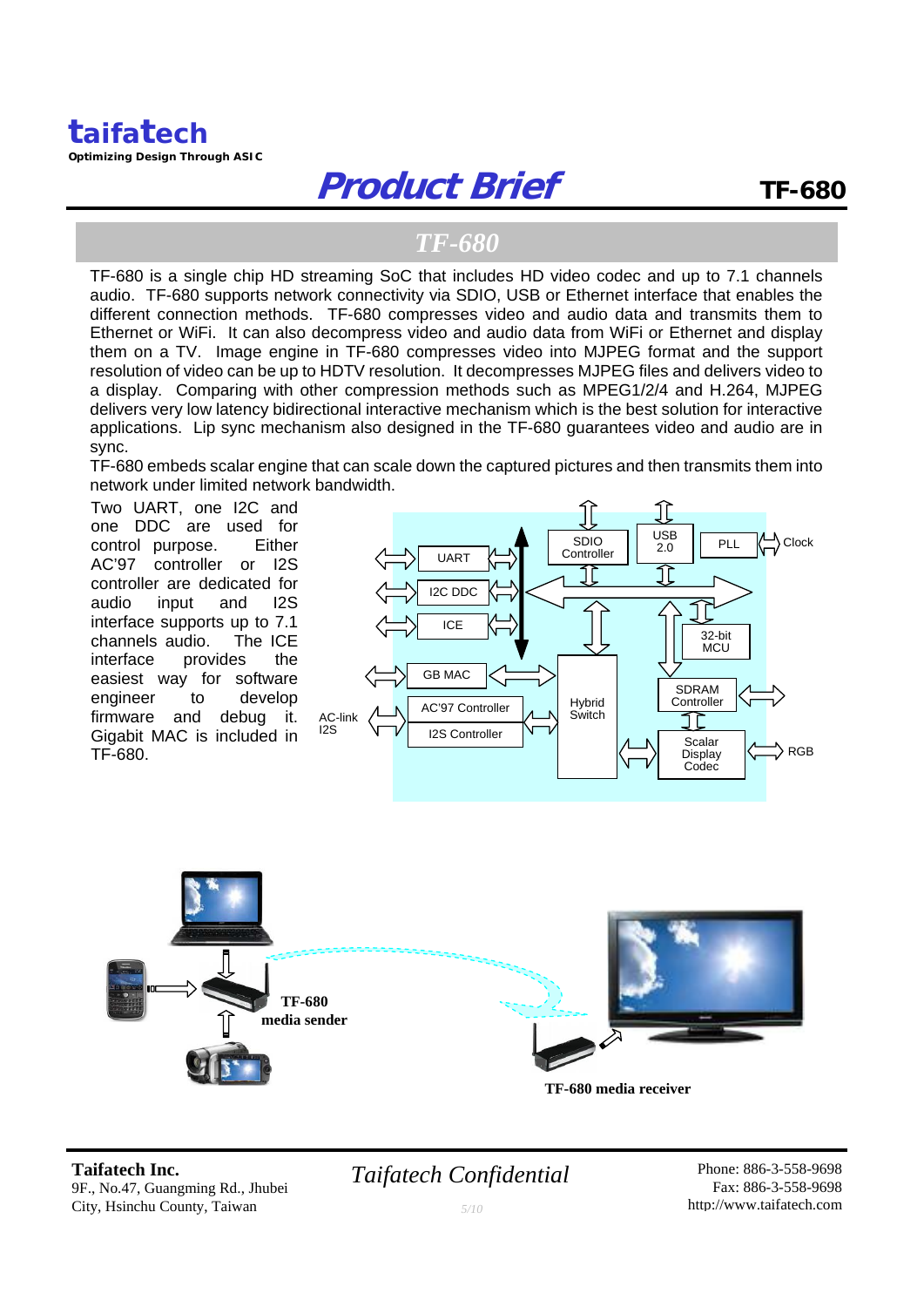taifatech

Optimizing Design Through ASIC

# Product Brief

**TF-680**

## TF-680

TF-680 is a single chip HD streaming SoC that includes HD video codec and up to 7.1 channels audio. TF-680 supports network connectivity via SDIO, USB or Ethernet interface that enables the different connection methods. TF-680 compresses video and audio data and transmits them to Ethernet or WiFi. It can also decompress video and audio data from WiFi or Ethernet and display them on a TV. Image engine in TF-680 compresses video into MJPEG format and the support resolution of video can be up to HDTV resolution. It decompresses MJPEG files and delivers video to a display. Comparing with other compression methods such as MPEG1/2/4 and H.264, MJPEG delivers very low latency bidirectional interactive mechanism which is the best solution for interactive applications. Lip sync mechanism also designed in the TF-680 guarantees video and audio are in sync.

TF-680 embeds scalar engine that can scale down the captured pictures and then transmits them into network under limited network bandwidth.

Two UART, one I2C and one DDC are used for control purpose. Either AC'97 controller or I2S controller are dedicated for audio input and I2S interface supports up to 7.1 channels audio. The ICE interface provides the easiest way for software engineer to develop firmware and debug it. Gigabit MAC is included in TF-680.

UART, I2C DDC, ICE, GB MAC, AC'97 Controller, I2S Controller, AC-link I2S, SDIO Controller, USB 2.0, PLL, Clock, 32-bit MCU, Hybrid Switch, SDRAM Controller, Scalar Display Codec, RGB

TF-680 media sender

TF-680 media receiver

**Taifatech Inc.**
9F., No.47, Guangming Rd., Jhubei City, Hsinchu County, Taiwan

*Taifatech Confidential*

Phone: 886-3-558-9698
Fax: 886-3-558-9698
http://www.taifatech.com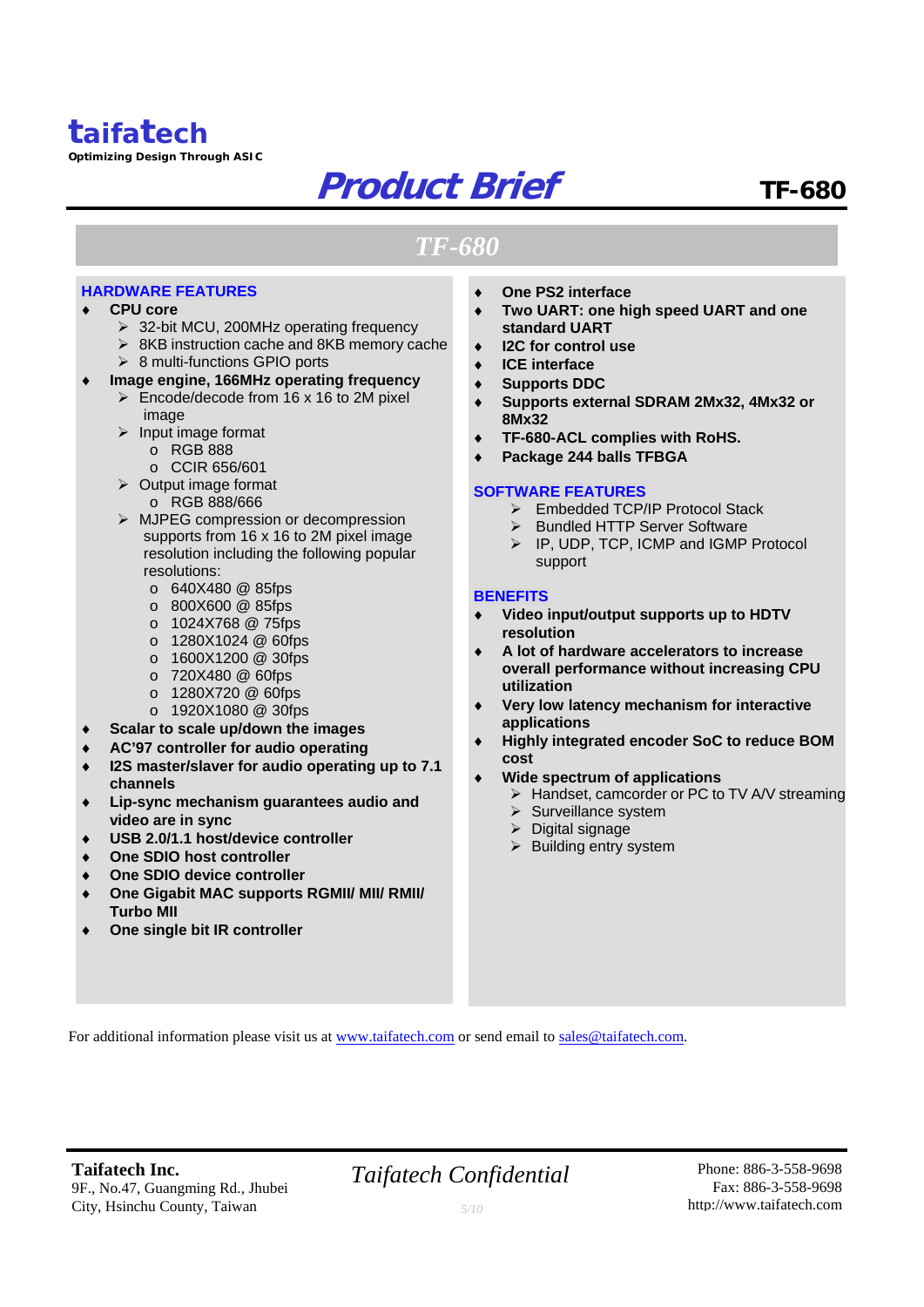**taifatech**
Optimizing Design Through ASIC

# *Product Brief* — TF-680

## *TF-680*

### HARDWARE FEATURES

- **CPU core**
  - 32-bit MCU, 200MHz operating frequency
  - 8KB instruction cache and 8KB memory cache
  - 8 multi-functions GPIO ports
- **Image engine, 166MHz operating frequency**
  - Encode/decode from 16 x 16 to 2M pixel image
  - Input image format
    - RGB 888
    - CCIR 656/601
  - Output image format
    - RGB 888/666
  - MJPEG compression or decompression supports from 16 x 16 to 2M pixel image resolution including the following popular resolutions:
    - 640X480 @ 85fps
    - 800X600 @ 85fps
    - 1024X768 @ 75fps
    - 1280X1024 @ 60fps
    - 1600X1200 @ 30fps
    - 720X480 @ 60fps
    - 1280X720 @ 60fps
    - 1920X1080 @ 30fps
- **Scalar to scale up/down the images**
- **AC'97 controller for audio operating**
- **I2S master/slaver for audio operating up to 7.1 channels**
- **Lip-sync mechanism guarantees audio and video are in sync**
- **USB 2.0/1.1 host/device controller**
- **One SDIO host controller**
- **One SDIO device controller**
- **One Gigabit MAC supports RGMII/ MII/ RMII/ Turbo MII**
- **One single bit IR controller**
- **One PS2 interface**
- **Two UART: one high speed UART and one standard UART**
- **I2C for control use**
- **ICE interface**
- **Supports DDC**
- **Supports external SDRAM 2Mx32, 4Mx32 or 8Mx32**
- **TF-680-ACL complies with RoHS.**
- **Package 244 balls TFBGA**

### SOFTWARE FEATURES

- Embedded TCP/IP Protocol Stack
- Bundled HTTP Server Software
- IP, UDP, TCP, ICMP and IGMP Protocol support

### BENEFITS

- **Video input/output supports up to HDTV resolution**
- **A lot of hardware accelerators to increase overall performance without increasing CPU utilization**
- **Very low latency mechanism for interactive applications**
- **Highly integrated encoder SoC to reduce BOM cost**
- **Wide spectrum of applications**
  - Handset, camcorder or PC to TV A/V streaming
  - Surveillance system
  - Digital signage
  - Building entry system

For additional information please visit us at www.taifatech.com or send email to sales@taifatech.com.

**Taifatech Inc.**
9F., No.47, Guangming Rd., Jhubei City, Hsinchu County, Taiwan

*Taifatech Confidential*

Phone: 886-3-558-9698
Fax: 886-3-558-9698
http://www.taifatech.com